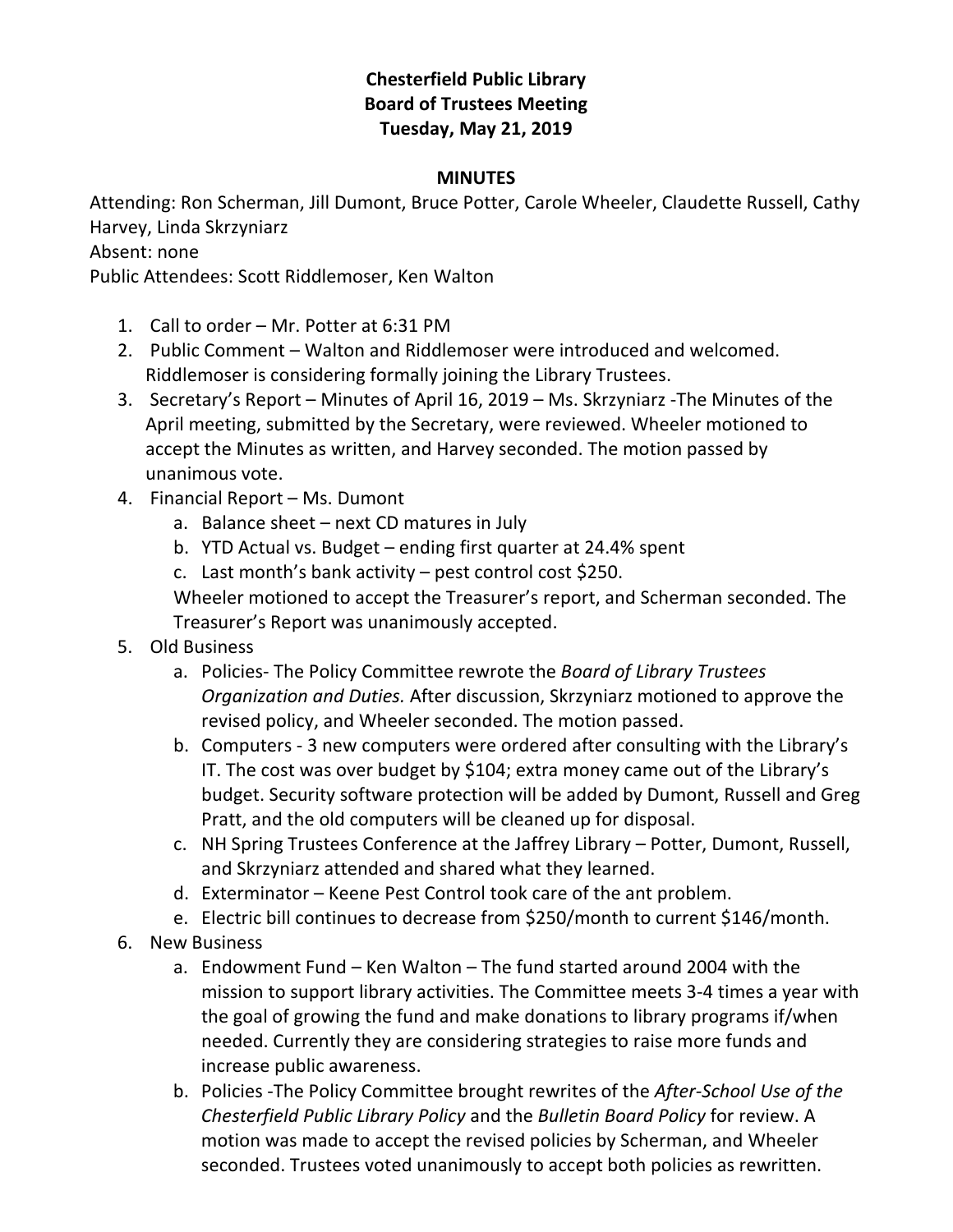**Chesterfield Public Library**
**Board of Trustees Meeting**
**Tuesday, May 21, 2019**

**MINUTES**

Attending: Ron Scherman, Jill Dumont, Bruce Potter, Carole Wheeler, Claudette Russell, Cathy Harvey, Linda Skrzyniarz
Absent: none
Public Attendees: Scott Riddlemoser, Ken Walton

1. Call to order – Mr. Potter at 6:31 PM
2. Public Comment – Walton and Riddlemoser were introduced and welcomed. Riddlemoser is considering formally joining the Library Trustees.
3. Secretary's Report – Minutes of April 16, 2019 – Ms. Skrzyniarz -The Minutes of the April meeting, submitted by the Secretary, were reviewed. Wheeler motioned to accept the Minutes as written, and Harvey seconded. The motion passed by unanimous vote.
4. Financial Report – Ms. Dumont
   a. Balance sheet – next CD matures in July
   b. YTD Actual vs. Budget – ending first quarter at 24.4% spent
   c. Last month's bank activity – pest control cost $250.

   Wheeler motioned to accept the Treasurer's report, and Scherman seconded. The Treasurer's Report was unanimously accepted.
5. Old Business
   a. Policies- The Policy Committee rewrote the *Board of Library Trustees Organization and Duties.* After discussion, Skrzyniarz motioned to approve the revised policy, and Wheeler seconded. The motion passed.
   b. Computers - 3 new computers were ordered after consulting with the Library's IT. The cost was over budget by $104; extra money came out of the Library's budget. Security software protection will be added by Dumont, Russell and Greg Pratt, and the old computers will be cleaned up for disposal.
   c. NH Spring Trustees Conference at the Jaffrey Library – Potter, Dumont, Russell, and Skrzyniarz attended and shared what they learned.
   d. Exterminator – Keene Pest Control took care of the ant problem.
   e. Electric bill continues to decrease from $250/month to current $146/month.
6. New Business
   a. Endowment Fund – Ken Walton – The fund started around 2004 with the mission to support library activities. The Committee meets 3-4 times a year with the goal of growing the fund and make donations to library programs if/when needed. Currently they are considering strategies to raise more funds and increase public awareness.
   b. Policies -The Policy Committee brought rewrites of the *After-School Use of the Chesterfield Public Library Policy* and the *Bulletin Board Policy* for review. A motion was made to accept the revised policies by Scherman, and Wheeler seconded. Trustees voted unanimously to accept both policies as rewritten.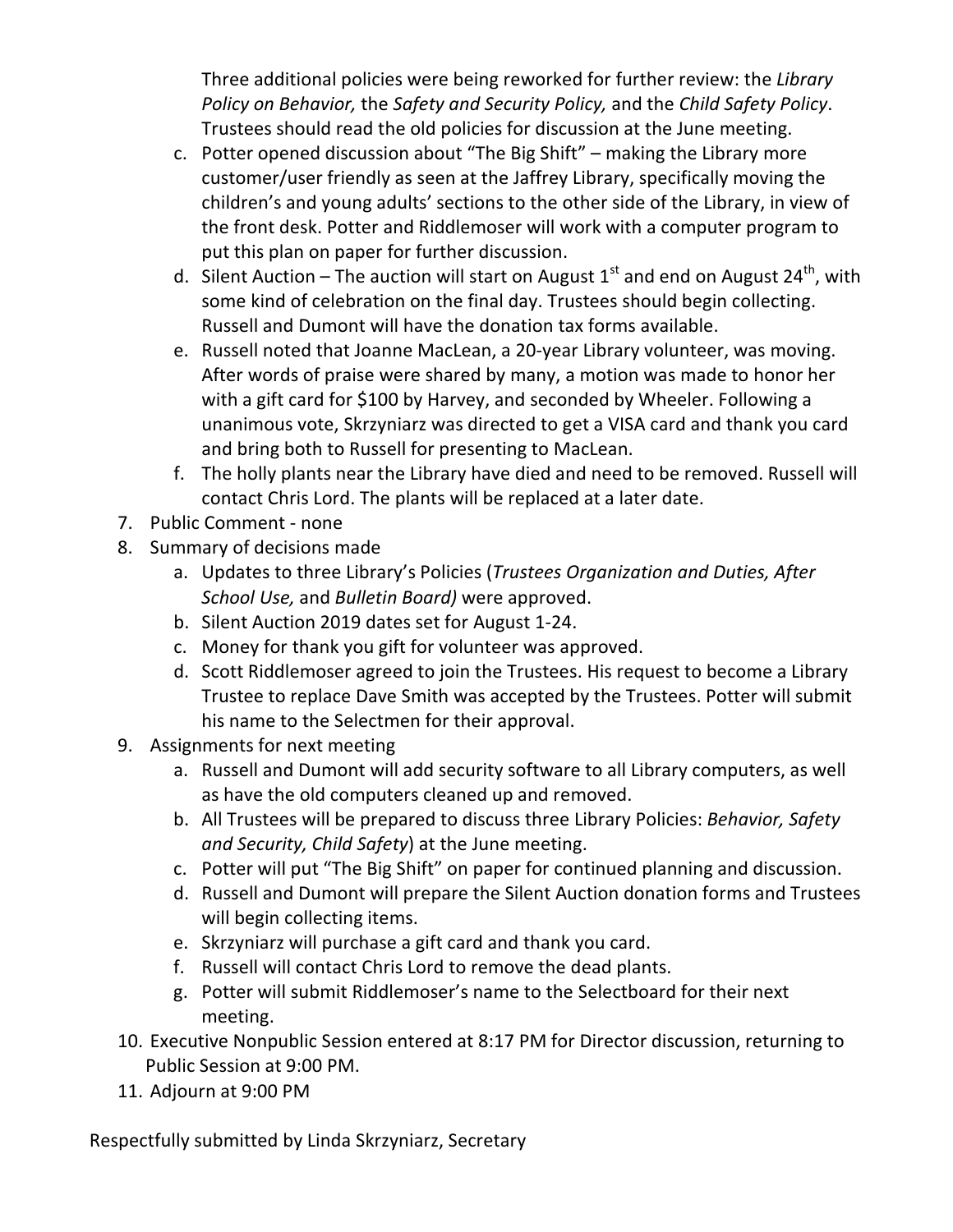Three additional policies were being reworked for further review: the *Library Policy on Behavior,* the *Safety and Security Policy,* and the *Child Safety Policy*. Trustees should read the old policies for discussion at the June meeting.

c. Potter opened discussion about "The Big Shift" – making the Library more customer/user friendly as seen at the Jaffrey Library, specifically moving the children's and young adults' sections to the other side of the Library, in view of the front desk. Potter and Riddlemoser will work with a computer program to put this plan on paper for further discussion.

d. Silent Auction – The auction will start on August 1st and end on August 24th, with some kind of celebration on the final day. Trustees should begin collecting. Russell and Dumont will have the donation tax forms available.

e. Russell noted that Joanne MacLean, a 20-year Library volunteer, was moving. After words of praise were shared by many, a motion was made to honor her with a gift card for $100 by Harvey, and seconded by Wheeler. Following a unanimous vote, Skrzyniarz was directed to get a VISA card and thank you card and bring both to Russell for presenting to MacLean.

f. The holly plants near the Library have died and need to be removed. Russell will contact Chris Lord. The plants will be replaced at a later date.

7. Public Comment - none
8. Summary of decisions made
   a. Updates to three Library's Policies (*Trustees Organization and Duties, After School Use,* and *Bulletin Board)* were approved.
   b. Silent Auction 2019 dates set for August 1-24.
   c. Money for thank you gift for volunteer was approved.
   d. Scott Riddlemoser agreed to join the Trustees. His request to become a Library Trustee to replace Dave Smith was accepted by the Trustees. Potter will submit his name to the Selectmen for their approval.
9. Assignments for next meeting
   a. Russell and Dumont will add security software to all Library computers, as well as have the old computers cleaned up and removed.
   b. All Trustees will be prepared to discuss three Library Policies: *Behavior, Safety and Security, Child Safety*) at the June meeting.
   c. Potter will put "The Big Shift" on paper for continued planning and discussion.
   d. Russell and Dumont will prepare the Silent Auction donation forms and Trustees will begin collecting items.
   e. Skrzyniarz will purchase a gift card and thank you card.
   f. Russell will contact Chris Lord to remove the dead plants.
   g. Potter will submit Riddlemoser's name to the Selectboard for their next meeting.
10. Executive Nonpublic Session entered at 8:17 PM for Director discussion, returning to Public Session at 9:00 PM.
11. Adjourn at 9:00 PM

Respectfully submitted by Linda Skrzyniarz, Secretary